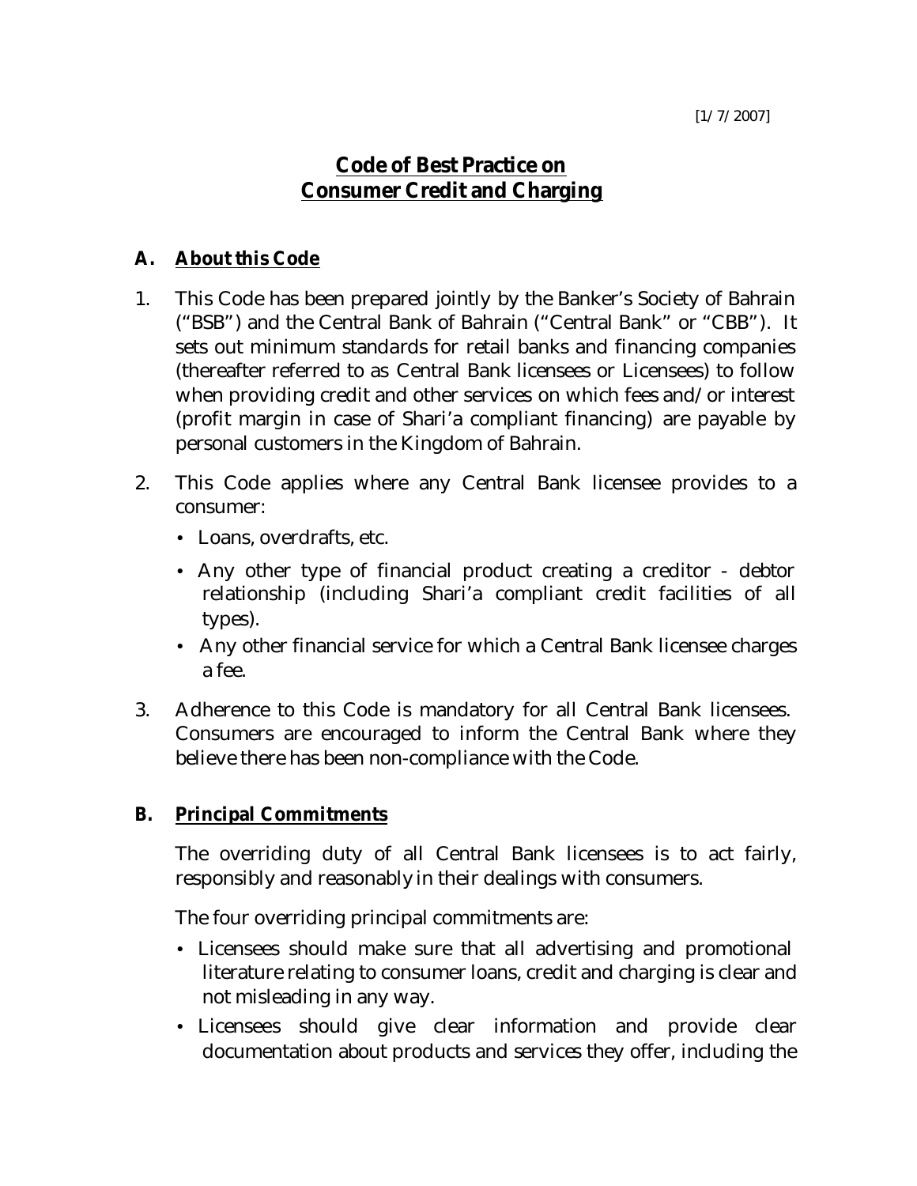[1/7/2007]

# Code of Best Practice on Consumer Credit and Charging

## A. About this Code

1. This Code has been prepared jointly by the Banker's Society of Bahrain ("BSB") and the Central Bank of Bahrain ("Central Bank" or "CBB"). It sets out minimum standards for retail banks and financing companies (thereafter referred to as Central Bank licensees or Licensees) to follow when providing credit and other services on which fees and/or interest (profit margin in case of Shari'a compliant financing) are payable by personal customers in the Kingdom of Bahrain.

2. This Code applies where any Central Bank licensee provides to a consumer:
   - Loans, overdrafts, etc.
   - Any other type of financial product creating a creditor - debtor relationship (including Shari'a compliant credit facilities of all types).
   - Any other financial service for which a Central Bank licensee charges a fee.

3. Adherence to this Code is mandatory for all Central Bank licensees. Consumers are encouraged to inform the Central Bank where they believe there has been non-compliance with the Code.

## B. Principal Commitments

The overriding duty of all Central Bank licensees is to act fairly, responsibly and reasonably in their dealings with consumers.

The four overriding principal commitments are:

- Licensees should make sure that all advertising and promotional literature relating to consumer loans, credit and charging is clear and not misleading in any way.
- Licensees should give clear information and provide clear documentation about products and services they offer, including the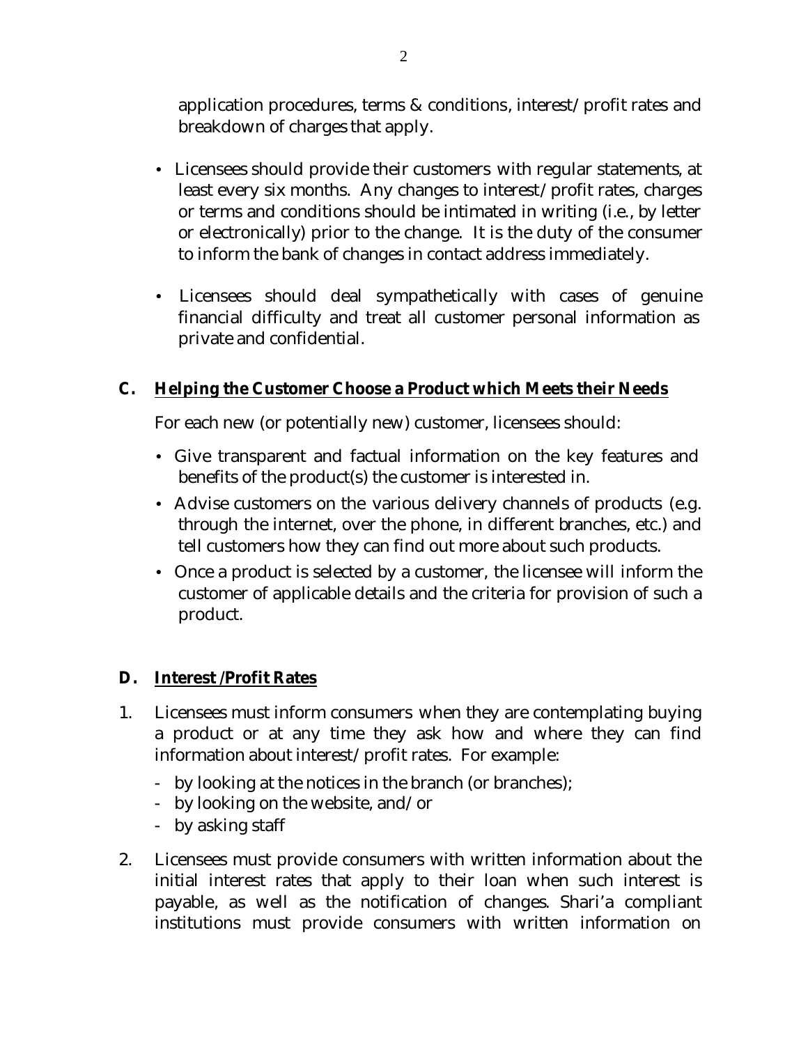application procedures, terms & conditions, interest/profit rates and breakdown of charges that apply.

- Licensees should provide their customers with regular statements, at least every six months. Any changes to interest/profit rates, charges or terms and conditions should be intimated in writing (i.e., by letter or electronically) prior to the change. It is the duty of the consumer to inform the bank of changes in contact address immediately.

- Licensees should deal sympathetically with cases of genuine financial difficulty and treat all customer personal information as private and confidential.

## C. Helping the Customer Choose a Product which Meets their Needs

For each new (or potentially new) customer, licensees should:

- Give transparent and factual information on the key features and benefits of the product(s) the customer is interested in.
- Advise customers on the various delivery channels of products (e.g. through the internet, over the phone, in different branches, etc.) and tell customers how they can find out more about such products.
- Once a product is selected by a customer, the licensee will inform the customer of applicable details and the criteria for provision of such a product.

## D. Interest /Profit Rates

1. Licensees must inform consumers when they are contemplating buying a product or at any time they ask how and where they can find information about interest/profit rates. For example:
   - by looking at the notices in the branch (or branches);
   - by looking on the website, and/or
   - by asking staff

2. Licensees must provide consumers with written information about the initial interest rates that apply to their loan when such interest is payable, as well as the notification of changes. Shari'a compliant institutions must provide consumers with written information on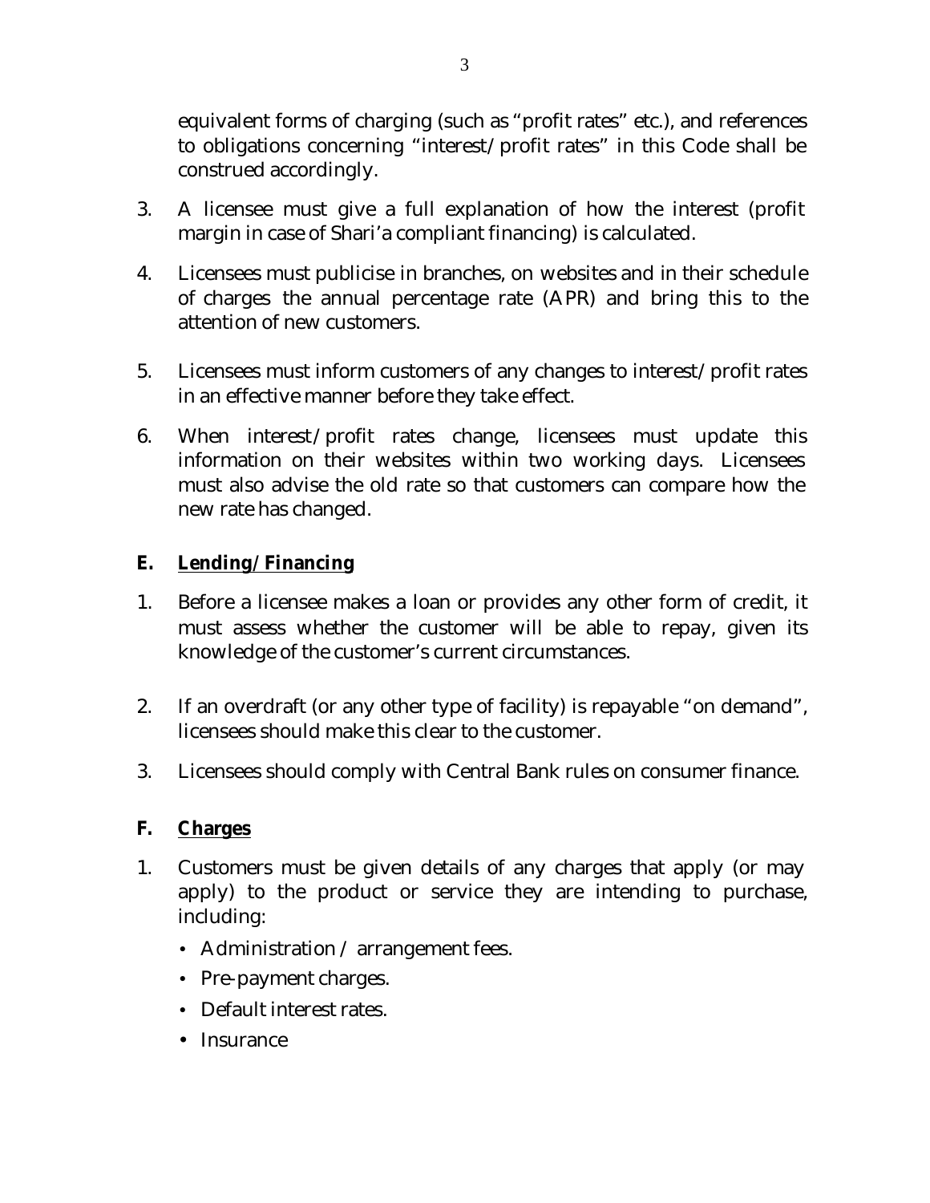equivalent forms of charging (such as "profit rates" etc.), and references to obligations concerning "interest/profit rates" in this Code shall be construed accordingly.

3. A licensee must give a full explanation of how the interest (profit margin in case of Shari'a compliant financing) is calculated.

4. Licensees must publicise in branches, on websites and in their schedule of charges the annual percentage rate (APR) and bring this to the attention of new customers.

5. Licensees must inform customers of any changes to interest/profit rates in an effective manner before they take effect.

6. When interest/profit rates change, licensees must update this information on their websites within two working days. Licensees must also advise the old rate so that customers can compare how the new rate has changed.

## E. Lending/Financing

1. Before a licensee makes a loan or provides any other form of credit, it must assess whether the customer will be able to repay, given its knowledge of the customer's current circumstances.

2. If an overdraft (or any other type of facility) is repayable "on demand", licensees should make this clear to the customer.

3. Licensees should comply with Central Bank rules on consumer finance.

## F. Charges

1. Customers must be given details of any charges that apply (or may apply) to the product or service they are intending to purchase, including:
   - Administration / arrangement fees.
   - Pre-payment charges.
   - Default interest rates.
   - Insurance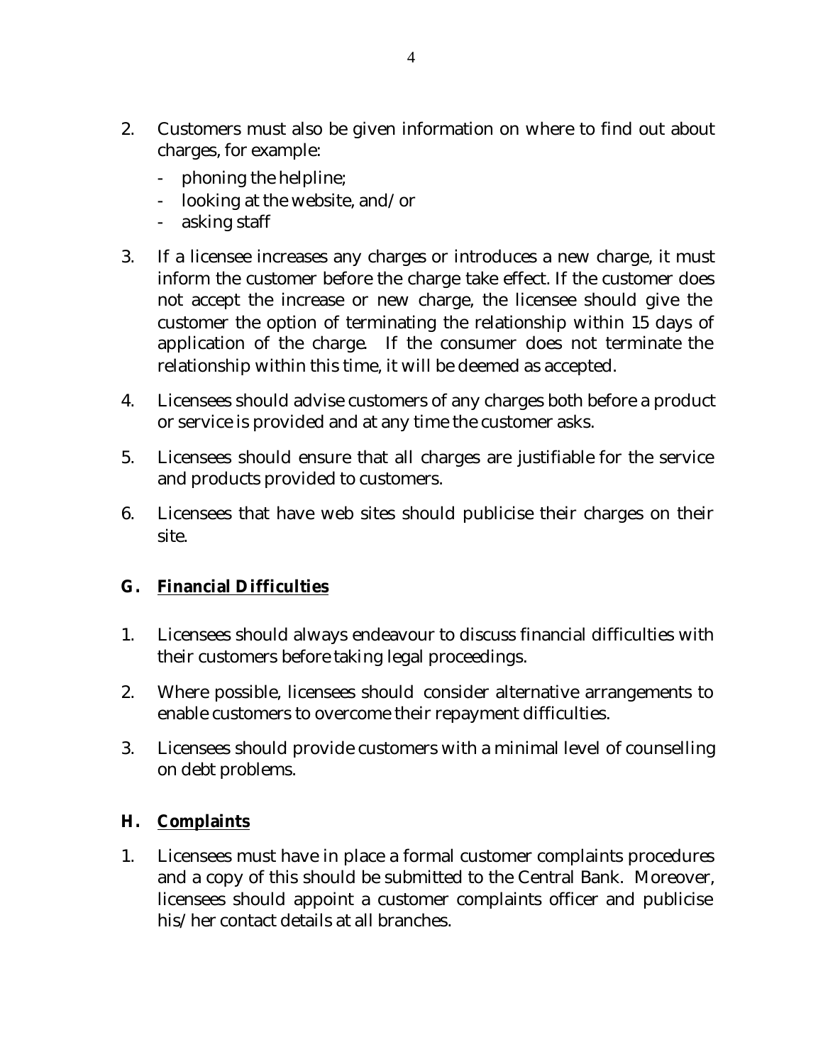2. Customers must also be given information on where to find out about charges, for example:
   - phoning the helpline;
   - looking at the website, and/or
   - asking staff

3. If a licensee increases any charges or introduces a new charge, it must inform the customer before the charge take effect. If the customer does not accept the increase or new charge, the licensee should give the customer the option of terminating the relationship within 15 days of application of the charge. If the consumer does not terminate the relationship within this time, it will be deemed as accepted.

4. Licensees should advise customers of any charges both before a product or service is provided and at any time the customer asks.

5. Licensees should ensure that all charges are justifiable for the service and products provided to customers.

6. Licensees that have web sites should publicise their charges on their site.

## G. <u>Financial Difficulties</u>

1. Licensees should always endeavour to discuss financial difficulties with their customers before taking legal proceedings.

2. Where possible, licensees should consider alternative arrangements to enable customers to overcome their repayment difficulties.

3. Licensees should provide customers with a minimal level of counselling on debt problems.

## H. <u>Complaints</u>

1. Licensees must have in place a formal customer complaints procedures and a copy of this should be submitted to the Central Bank. Moreover, licensees should appoint a customer complaints officer and publicise his/her contact details at all branches.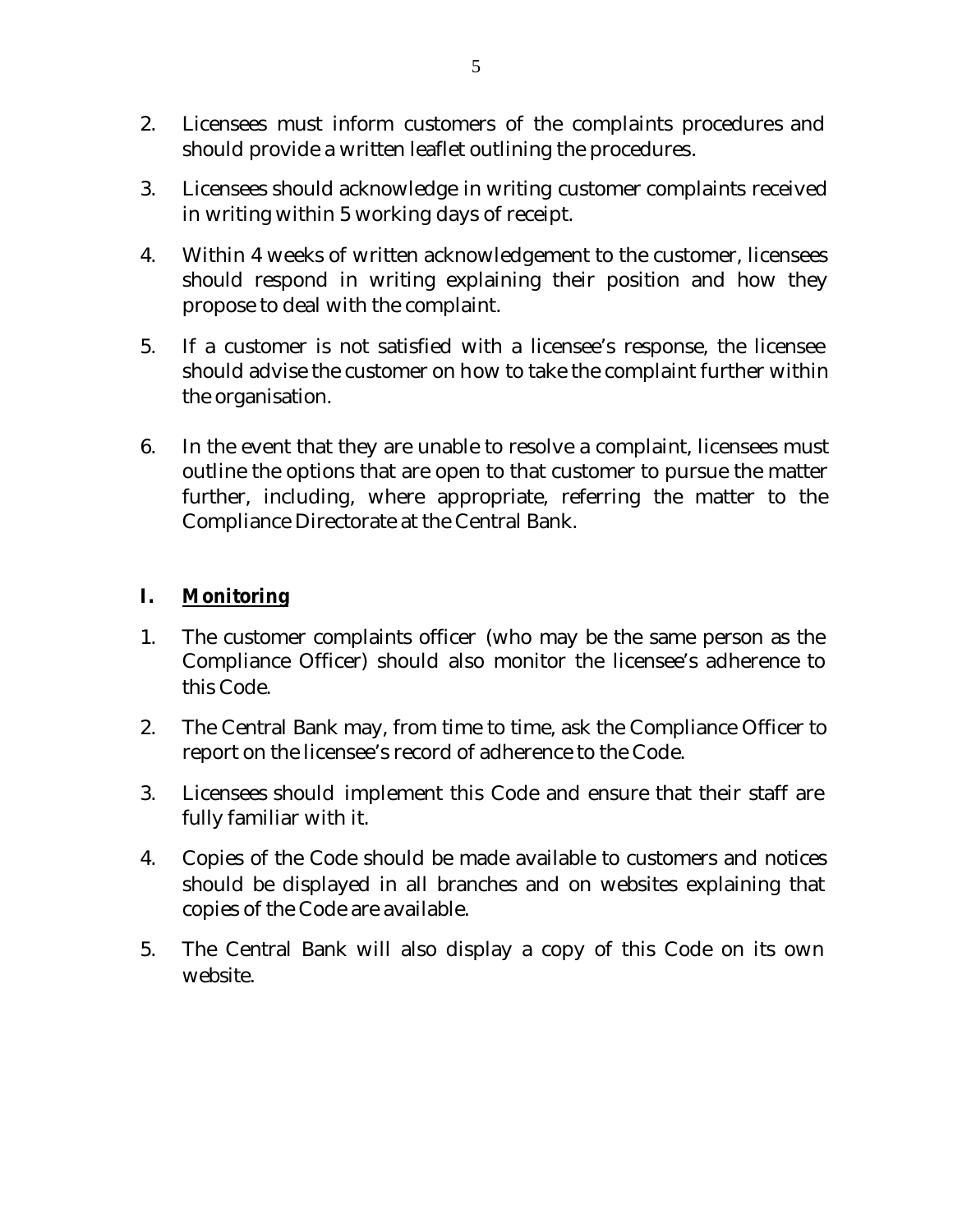2. Licensees must inform customers of the complaints procedures and should provide a written leaflet outlining the procedures.

3. Licensees should acknowledge in writing customer complaints received in writing within 5 working days of receipt.

4. Within 4 weeks of written acknowledgement to the customer, licensees should respond in writing explaining their position and how they propose to deal with the complaint.

5. If a customer is not satisfied with a licensee's response, the licensee should advise the customer on how to take the complaint further within the organisation.

6. In the event that they are unable to resolve a complaint, licensees must outline the options that are open to that customer to pursue the matter further, including, where appropriate, referring the matter to the Compliance Directorate at the Central Bank.

## I. <u>Monitoring</u>

1. The customer complaints officer (who may be the same person as the Compliance Officer) should also monitor the licensee's adherence to this Code.

2. The Central Bank may, from time to time, ask the Compliance Officer to report on the licensee's record of adherence to the Code.

3. Licensees should implement this Code and ensure that their staff are fully familiar with it.

4. Copies of the Code should be made available to customers and notices should be displayed in all branches and on websites explaining that copies of the Code are available.

5. The Central Bank will also display a copy of this Code on its own website.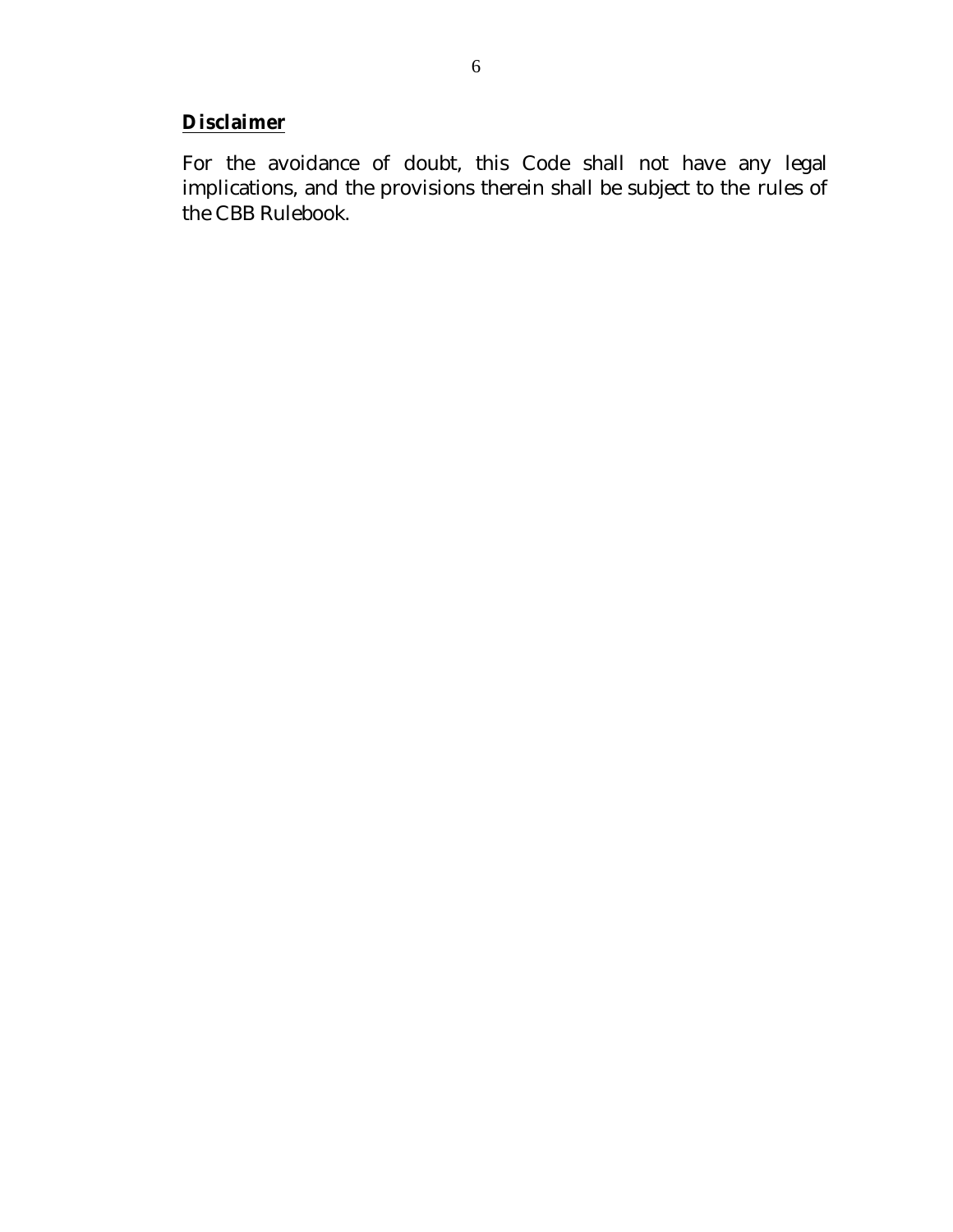## Disclaimer

For the avoidance of doubt, this Code shall not have any legal implications, and the provisions therein shall be subject to the rules of the CBB Rulebook.